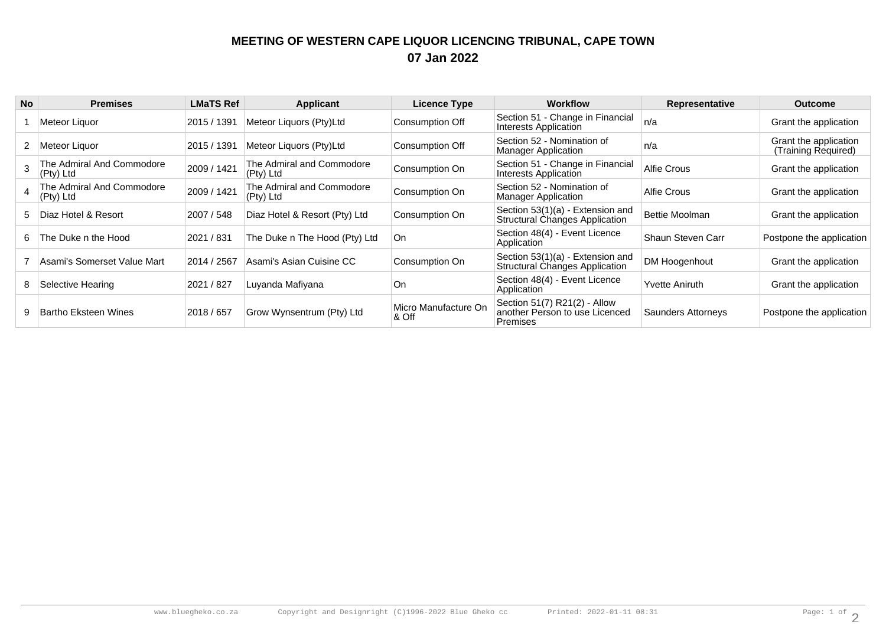## MEETING OF WESTERN CAPE LIQUOR LICENCING TRIBUNAL, CAPE TOWN
## 07 Jan 2022

| No | Premises | LMaTS Ref | Applicant | Licence Type | Workflow | Representative | Outcome |
|---|---|---|---|---|---|---|---|
| 1 | Meteor Liquor | 2015 / 1391 | Meteor Liquors (Pty)Ltd | Consumption Off | Section 51 - Change in Financial Interests Application | n/a | Grant the application |
| 2 | Meteor Liquor | 2015 / 1391 | Meteor Liquors (Pty)Ltd | Consumption Off | Section 52 - Nomination of Manager Application | n/a | Grant the application (Training Required) |
| 3 | The Admiral And Commodore (Pty) Ltd | 2009 / 1421 | The Admiral and Commodore (Pty) Ltd | Consumption On | Section 51 - Change in Financial Interests Application | Alfie Crous | Grant the application |
| 4 | The Admiral And Commodore (Pty) Ltd | 2009 / 1421 | The Admiral and Commodore (Pty) Ltd | Consumption On | Section 52 - Nomination of Manager Application | Alfie Crous | Grant the application |
| 5 | Diaz Hotel & Resort | 2007 / 548 | Diaz Hotel & Resort (Pty) Ltd | Consumption On | Section 53(1)(a) - Extension and Structural Changes Application | Bettie Moolman | Grant the application |
| 6 | The Duke n the Hood | 2021 / 831 | The Duke n The Hood (Pty) Ltd | On | Section 48(4) - Event Licence Application | Shaun Steven Carr | Postpone the application |
| 7 | Asami's Somerset Value Mart | 2014 / 2567 | Asami's Asian Cuisine CC | Consumption On | Section 53(1)(a) - Extension and Structural Changes Application | DM Hoogenhout | Grant the application |
| 8 | Selective Hearing | 2021 / 827 | Luyanda Mafiyana | On | Section 48(4) - Event Licence Application | Yvette Aniruth | Grant the application |
| 9 | Bartho Eksteen Wines | 2018 / 657 | Grow Wynsentrum (Pty) Ltd | Micro Manufacture On & Off | Section 51(7) R21(2) - Allow another Person to use Licenced Premises | Saunders Attorneys | Postpone the application |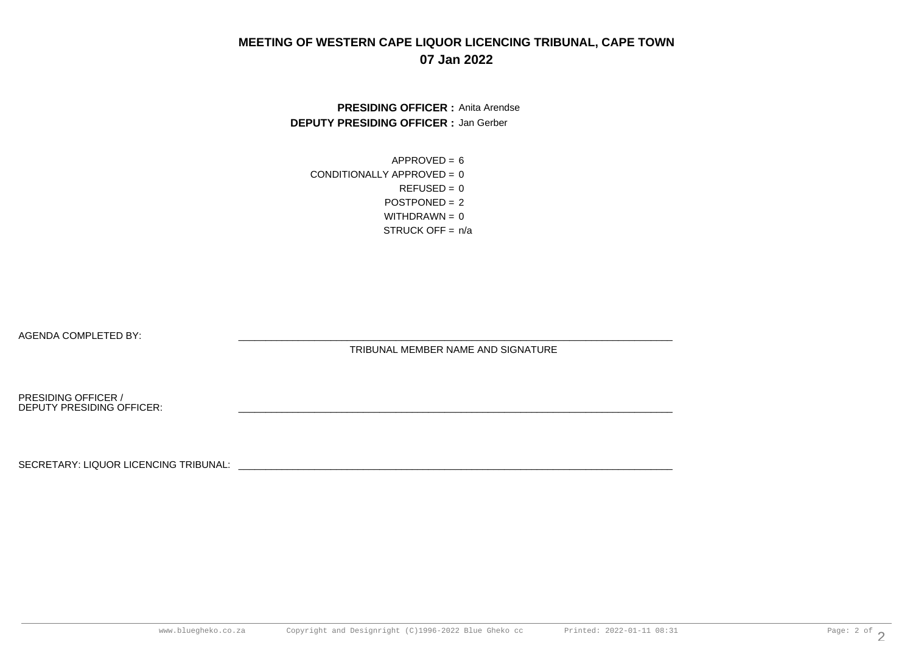## MEETING OF WESTERN CAPE LIQUOR LICENCING TRIBUNAL, CAPE TOWN
## 07 Jan 2022

**PRESIDING OFFICER :** Anita Arendse
**DEPUTY PRESIDING OFFICER :** Jan Gerber

APPROVED = 6
CONDITIONALLY APPROVED = 0
REFUSED = 0
POSTPONED = 2
WITHDRAWN = 0
STRUCK OFF = n/a

AGENDA COMPLETED BY: ________________________________________________

TRIBUNAL MEMBER NAME AND SIGNATURE

PRESIDING OFFICER /
DEPUTY PRESIDING OFFICER: ________________________________________________

SECRETARY: LIQUOR LICENCING TRIBUNAL: ________________________________________________

www.bluegheko.co.za Copyright and Designright (C)1996-2022 Blue Gheko cc Printed: 2022-01-11 08:31